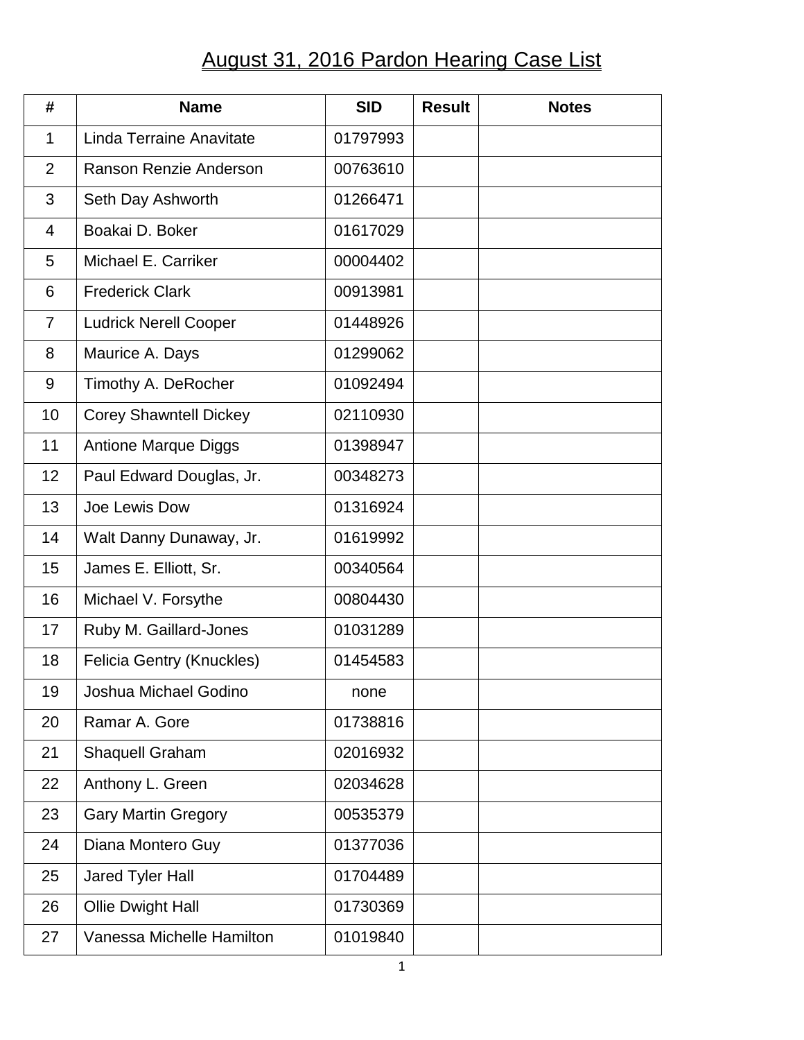# August 31, 2016 Pardon Hearing Case List

| # | Name | SID | Result | Notes |
|---|---|---|---|---|
| 1 | Linda Terraine Anavitate | 01797993 | | |
| 2 | Ranson Renzie Anderson | 00763610 | | |
| 3 | Seth Day Ashworth | 01266471 | | |
| 4 | Boakai D. Boker | 01617029 | | |
| 5 | Michael E. Carriker | 00004402 | | |
| 6 | Frederick Clark | 00913981 | | |
| 7 | Ludrick Nerell Cooper | 01448926 | | |
| 8 | Maurice A. Days | 01299062 | | |
| 9 | Timothy A. DeRocher | 01092494 | | |
| 10 | Corey Shawntell Dickey | 02110930 | | |
| 11 | Antione Marque Diggs | 01398947 | | |
| 12 | Paul Edward Douglas, Jr. | 00348273 | | |
| 13 | Joe Lewis Dow | 01316924 | | |
| 14 | Walt Danny Dunaway, Jr. | 01619992 | | |
| 15 | James E. Elliott, Sr. | 00340564 | | |
| 16 | Michael V. Forsythe | 00804430 | | |
| 17 | Ruby M. Gaillard-Jones | 01031289 | | |
| 18 | Felicia Gentry (Knuckles) | 01454583 | | |
| 19 | Joshua Michael Godino | none | | |
| 20 | Ramar A. Gore | 01738816 | | |
| 21 | Shaquell Graham | 02016932 | | |
| 22 | Anthony L. Green | 02034628 | | |
| 23 | Gary Martin Gregory | 00535379 | | |
| 24 | Diana Montero Guy | 01377036 | | |
| 25 | Jared Tyler Hall | 01704489 | | |
| 26 | Ollie Dwight Hall | 01730369 | | |
| 27 | Vanessa Michelle Hamilton | 01019840 | | |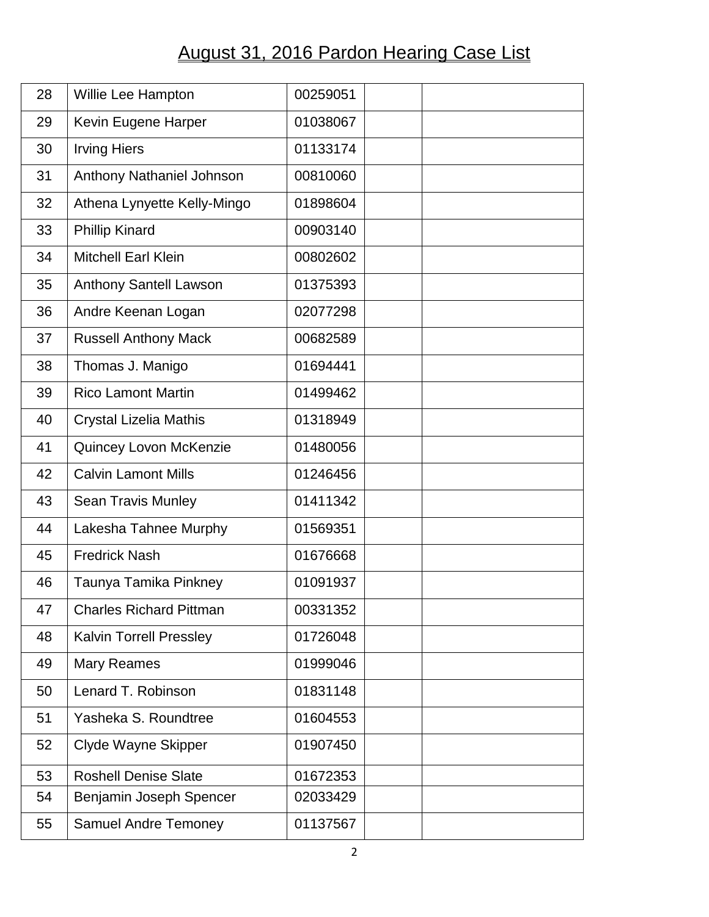# August 31, 2016 Pardon Hearing Case List

| | | | | |
|---|---|---|---|---|
| 28 | Willie Lee Hampton | 00259051 | | |
| 29 | Kevin Eugene Harper | 01038067 | | |
| 30 | Irving Hiers | 01133174 | | |
| 31 | Anthony Nathaniel Johnson | 00810060 | | |
| 32 | Athena Lynyette Kelly-Mingo | 01898604 | | |
| 33 | Phillip Kinard | 00903140 | | |
| 34 | Mitchell Earl Klein | 00802602 | | |
| 35 | Anthony Santell Lawson | 01375393 | | |
| 36 | Andre Keenan Logan | 02077298 | | |
| 37 | Russell Anthony Mack | 00682589 | | |
| 38 | Thomas J. Manigo | 01694441 | | |
| 39 | Rico Lamont Martin | 01499462 | | |
| 40 | Crystal Lizelia Mathis | 01318949 | | |
| 41 | Quincey Lovon McKenzie | 01480056 | | |
| 42 | Calvin Lamont Mills | 01246456 | | |
| 43 | Sean Travis Munley | 01411342 | | |
| 44 | Lakesha Tahnee Murphy | 01569351 | | |
| 45 | Fredrick Nash | 01676668 | | |
| 46 | Taunya Tamika Pinkney | 01091937 | | |
| 47 | Charles Richard Pittman | 00331352 | | |
| 48 | Kalvin Torrell Pressley | 01726048 | | |
| 49 | Mary Reames | 01999046 | | |
| 50 | Lenard T. Robinson | 01831148 | | |
| 51 | Yasheka S. Roundtree | 01604553 | | |
| 52 | Clyde Wayne Skipper | 01907450 | | |
| 53 | Roshell Denise Slate | 01672353 | | |
| 54 | Benjamin Joseph Spencer | 02033429 | | |
| 55 | Samuel Andre Temoney | 01137567 | | |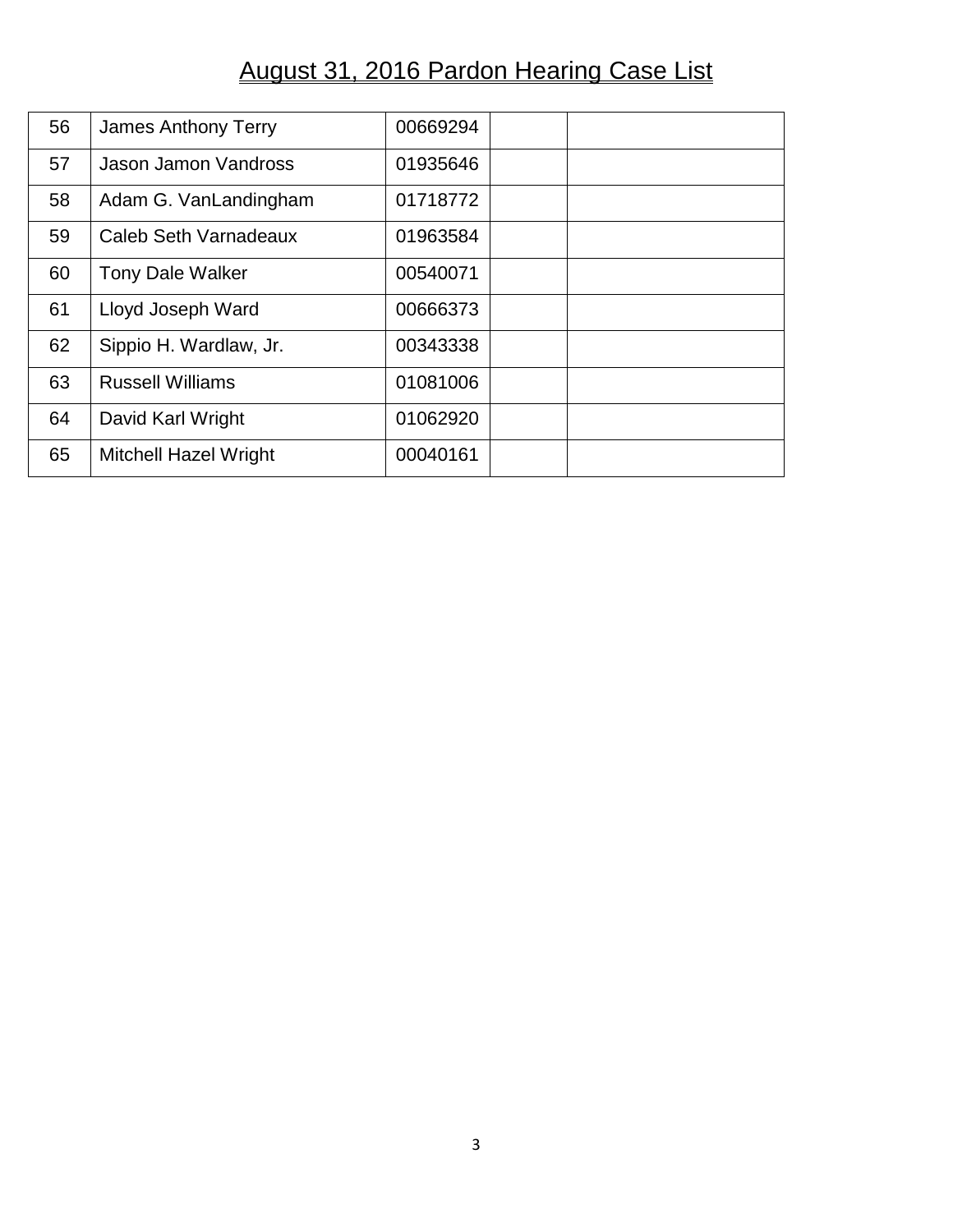# August 31, 2016 Pardon Hearing Case List

| | | | | |
|---|---|---|---|---|
| 56 | James Anthony Terry | 00669294 | | |
| 57 | Jason Jamon Vandross | 01935646 | | |
| 58 | Adam G. VanLandingham | 01718772 | | |
| 59 | Caleb Seth Varnadeaux | 01963584 | | |
| 60 | Tony Dale Walker | 00540071 | | |
| 61 | Lloyd Joseph Ward | 00666373 | | |
| 62 | Sippio H. Wardlaw, Jr. | 00343338 | | |
| 63 | Russell Williams | 01081006 | | |
| 64 | David Karl Wright | 01062920 | | |
| 65 | Mitchell Hazel Wright | 00040161 | | |